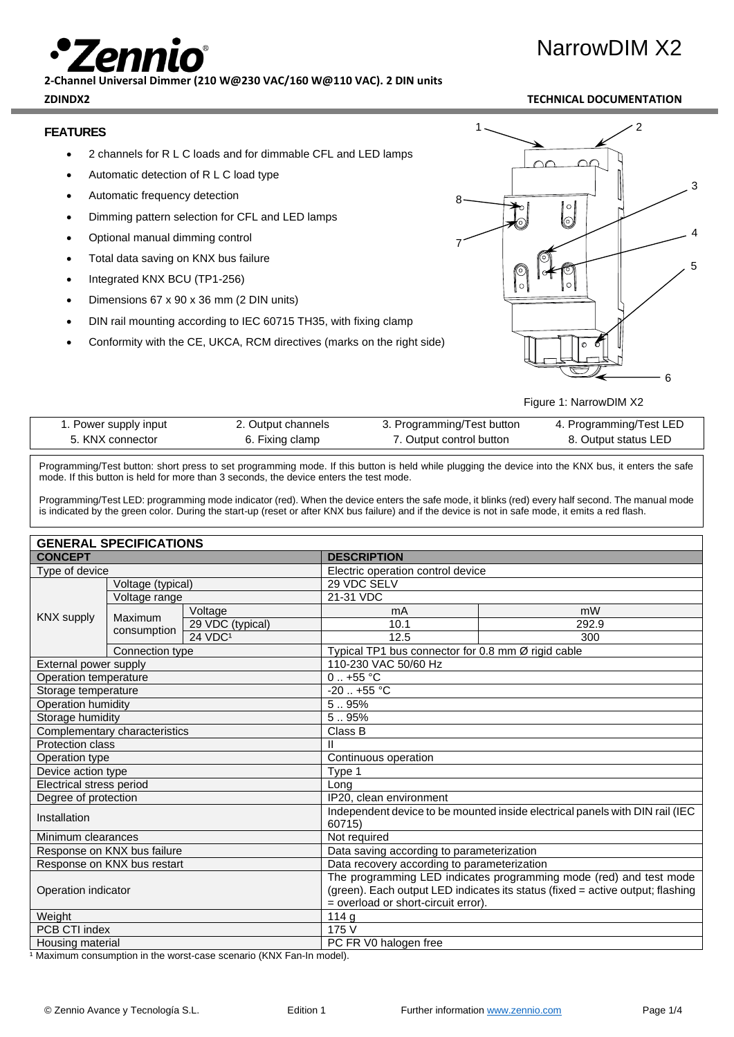# NarrowDIM X2

**2-Channel Universal Dimmer (210 W@230 VAC/160 W@110 VAC). 2 DIN units**

**ZDINDX2**

**TECHNICAL DOCUMENTATION**

## FEATURES

- 2 channels for R L C loads and for dimmable CFL and LED lamps
- Automatic detection of R L C load type
- Automatic frequency detection
- Dimming pattern selection for CFL and LED lamps
- Optional manual dimming control
- Total data saving on KNX bus failure
- Integrated KNX BCU (TP1-256)
- Dimensions 67 x 90 x 36 mm (2 DIN units)
- DIN rail mounting according to IEC 60715 TH35, with fixing clamp
- Conformity with the CE, UKCA, RCM directives (marks on the right side)

Figure 1: NarrowDIM X2

| 1. Power supply input | 2. Output channels | 3. Programming/Test button | 4. Programming/Test LED |
|---|---|---|---|
| 5. KNX connector | 6. Fixing clamp | 7. Output control button | 8. Output status LED |

Programming/Test button: short press to set programming mode. If this button is held while plugging the device into the KNX bus, it enters the safe mode. If this button is held for more than 3 seconds, the device enters the test mode.

Programming/Test LED: programming mode indicator (red). When the device enters the safe mode, it blinks (red) every half second. The manual mode is indicated by the green color. During the start-up (reset or after KNX bus failure) and if the device is not in safe mode, it emits a red flash.

## GENERAL SPECIFICATIONS

| CONCEPT | | | DESCRIPTION | |
|---|---|---|---|---|
| Type of device | | | Electric operation control device | |
| KNX supply | Voltage (typical) | | 29 VDC SELV | |
| | Voltage range | | 21-31 VDC | |
| | Maximum consumption | Voltage | mA | mW |
| | | 29 VDC (typical) | 10.1 | 292.9 |
| | | 24 VDC[1] | 12.5 | 300 |
| | Connection type | | Typical TP1 bus connector for 0.8 mm Ø rigid cable | |
| External power supply | | | 110-230 VAC 50/60 Hz | |
| Operation temperature | | | 0 .. +55 °C | |
| Storage temperature | | | -20 .. +55 °C | |
| Operation humidity | | | 5 .. 95% | |
| Storage humidity | | | 5 .. 95% | |
| Complementary characteristics | | | Class B | |
| Protection class | | | II | |
| Operation type | | | Continuous operation | |
| Device action type | | | Type 1 | |
| Electrical stress period | | | Long | |
| Degree of protection | | | IP20, clean environment | |
| Installation | | | Independent device to be mounted inside electrical panels with DIN rail (IEC 60715) | |
| Minimum clearances | | | Not required | |
| Response on KNX bus failure | | | Data saving according to parameterization | |
| Response on KNX bus restart | | | Data recovery according to parameterization | |
| Operation indicator | | | The programming LED indicates programming mode (red) and test mode (green). Each output LED indicates its status (fixed = active output; flashing = overload or short-circuit error). | |
| Weight | | | 114 g | |
| PCB CTI index | | | 175 V | |
| Housing material | | | PC FR V0 halogen free | |

[1] Maximum consumption in the worst-case scenario (KNX Fan-In model).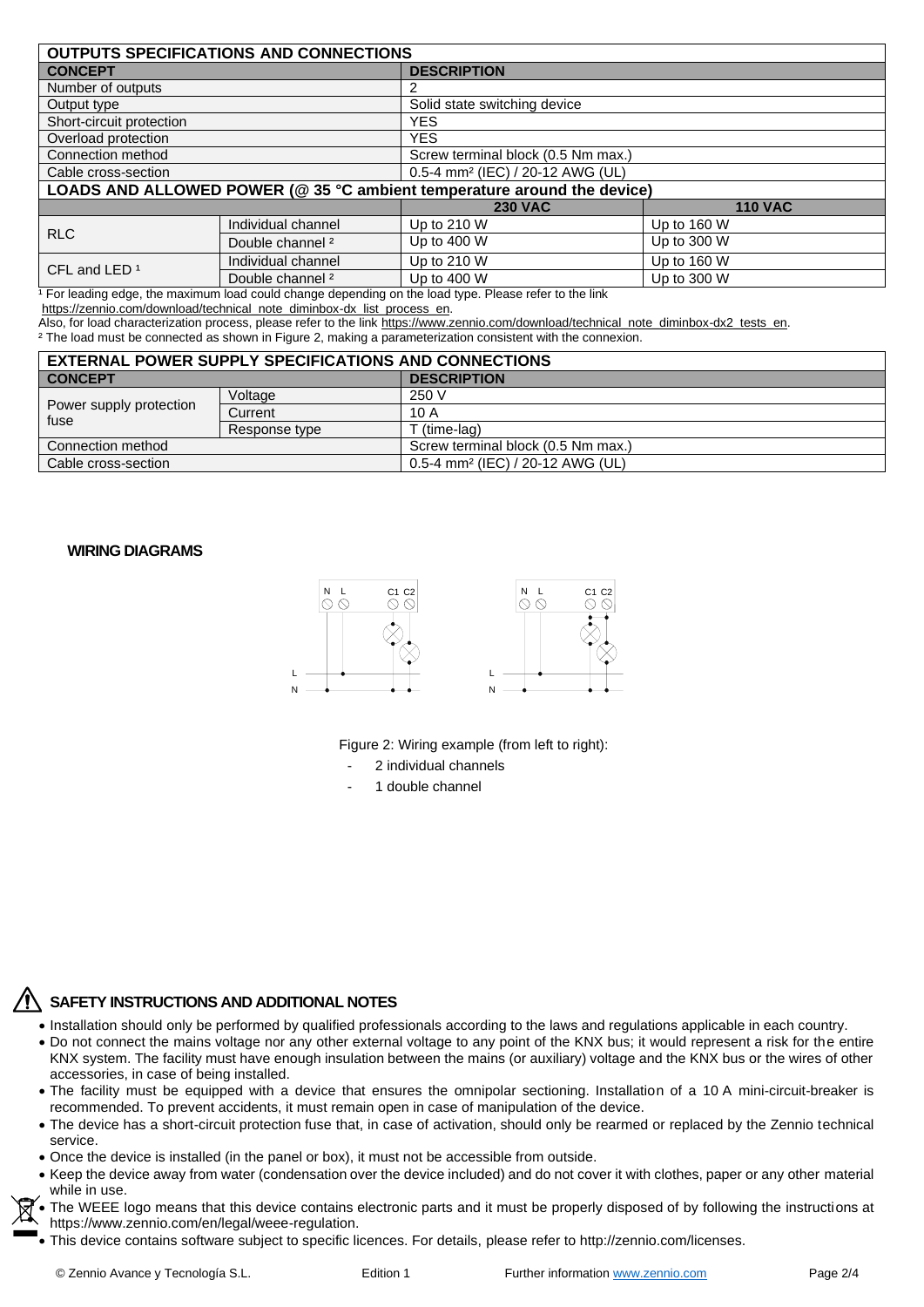| OUTPUTS SPECIFICATIONS AND CONNECTIONS | | | |
|---|---|---|---|
| **CONCEPT** | | **DESCRIPTION** | |
| Number of outputs | | 2 | |
| Output type | | Solid state switching device | |
| Short-circuit protection | | YES | |
| Overload protection | | YES | |
| Connection method | | Screw terminal block (0.5 Nm max.) | |
| Cable cross-section | | 0.5-4 mm² (IEC) / 20-12 AWG (UL) | |
| **LOADS AND ALLOWED POWER (@ 35 °C ambient temperature around the device)** | | | |
| | | **230 VAC** | **110 VAC** |
| RLC | Individual channel | Up to 210 W | Up to 160 W |
| | Double channel [2] | Up to 400 W | Up to 300 W |
| CFL and LED [1] | Individual channel | Up to 210 W | Up to 160 W |
| | Double channel [2] | Up to 400 W | Up to 300 W |

[1] For leading edge, the maximum load could change depending on the load type. Please refer to the link https://zennio.com/download/technical_note_diminbox-dx_list_process_en.
Also, for load characterization process, please refer to the link https://www.zennio.com/download/technical_note_diminbox-dx2_tests_en.
[2] The load must be connected as shown in Figure 2, making a parameterization consistent with the connexion.

| EXTERNAL POWER SUPPLY SPECIFICATIONS AND CONNECTIONS | | |
|---|---|---|
| **CONCEPT** | | **DESCRIPTION** |
| Power supply protection fuse | Voltage | 250 V |
| | Current | 10 A |
| | Response type | T (time-lag) |
| Connection method | | Screw terminal block (0.5 Nm max.) |
| Cable cross-section | | 0.5-4 mm² (IEC) / 20-12 AWG (UL) |

## WIRING DIAGRAMS

Figure 2: Wiring example (from left to right):

- 2 individual channels
- 1 double channel

## SAFETY INSTRUCTIONS AND ADDITIONAL NOTES

- Installation should only be performed by qualified professionals according to the laws and regulations applicable in each country.
- Do not connect the mains voltage nor any other external voltage to any point of the KNX bus; it would represent a risk for the entire KNX system. The facility must have enough insulation between the mains (or auxiliary) voltage and the KNX bus or the wires of other accessories, in case of being installed.
- The facility must be equipped with a device that ensures the omnipolar sectioning. Installation of a 10 A mini-circuit-breaker is recommended. To prevent accidents, it must remain open in case of manipulation of the device.
- The device has a short-circuit protection fuse that, in case of activation, should only be rearmed or replaced by the Zennio technical service.
- Once the device is installed (in the panel or box), it must not be accessible from outside.
- Keep the device away from water (condensation over the device included) and do not cover it with clothes, paper or any other material while in use.
- The WEEE logo means that this device contains electronic parts and it must be properly disposed of by following the instructions at https://www.zennio.com/en/legal/weee-regulation.
- This device contains software subject to specific licences. For details, please refer to http://zennio.com/licenses.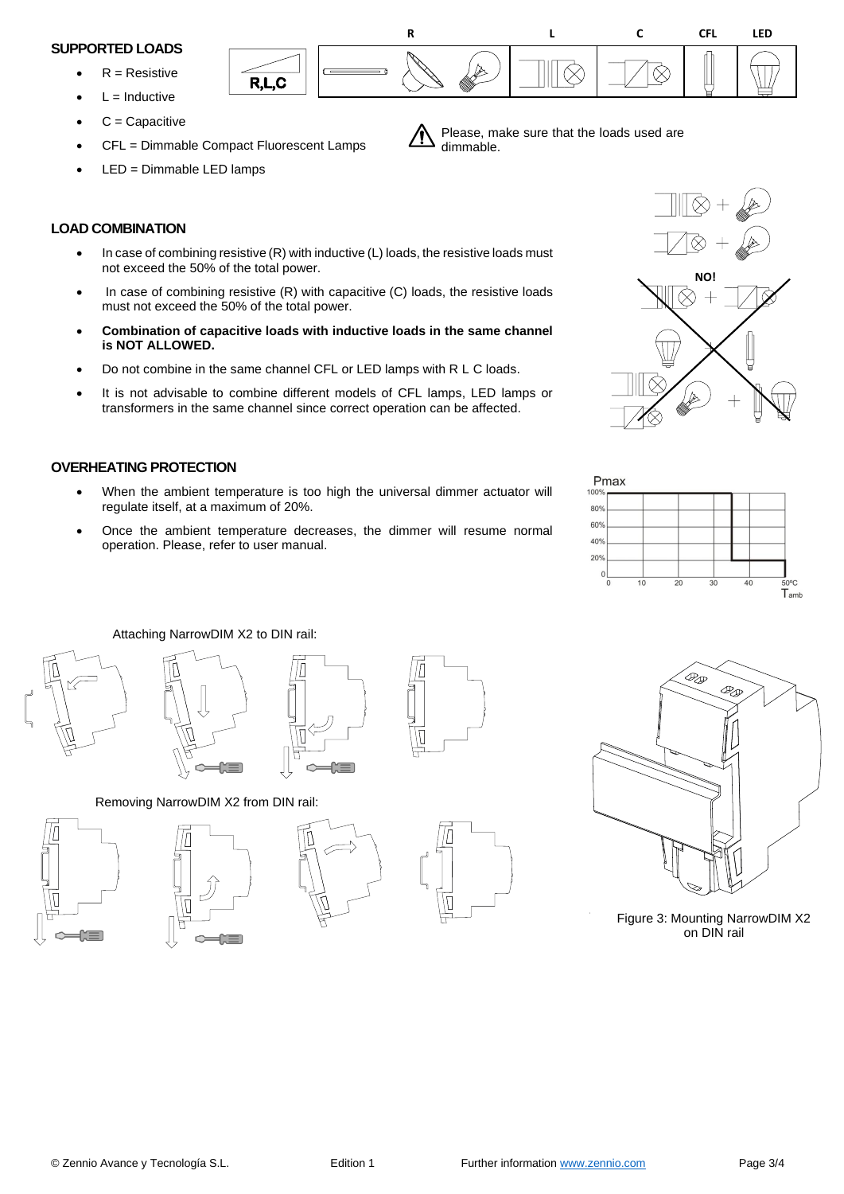### SUPPORTED LOADS

- R = Resistive
- L = Inductive
- C = Capacitive
- CFL = Dimmable Compact Fluorescent Lamps
- LED = Dimmable LED lamps

Please, make sure that the loads used are dimmable.

### LOAD COMBINATION

- In case of combining resistive (R) with inductive (L) loads, the resistive loads must not exceed the 50% of the total power.
- In case of combining resistive (R) with capacitive (C) loads, the resistive loads must not exceed the 50% of the total power.
- **Combination of capacitive loads with inductive loads in the same channel is NOT ALLOWED.**
- Do not combine in the same channel CFL or LED lamps with R L C loads.
- It is not advisable to combine different models of CFL lamps, LED lamps or transformers in the same channel since correct operation can be affected.

### OVERHEATING PROTECTION

- When the ambient temperature is too high the universal dimmer actuator will regulate itself, at a maximum of 20%.
- Once the ambient temperature decreases, the dimmer will resume normal operation. Please, refer to user manual.

Attaching NarrowDIM X2 to DIN rail:

Removing NarrowDIM X2 from DIN rail:

Figure 3: Mounting NarrowDIM X2 on DIN rail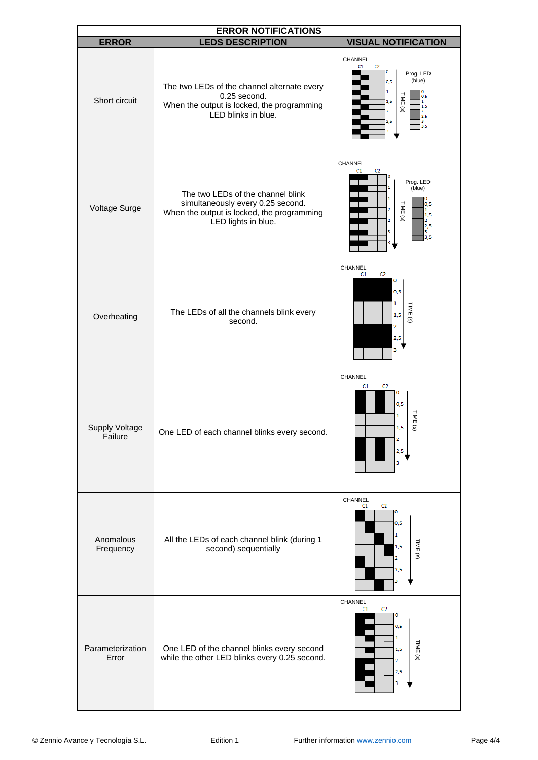| ERROR NOTIFICATIONS | | |
|---|---|---|
| **ERROR** | **LEDS DESCRIPTION** | **VISUAL NOTIFICATION** |
| Short circuit | The two LEDs of the channel alternate every 0.25 second. When the output is locked, the programming LED blinks in blue. | CHANNEL C1 C2 0 0,5 1 1,5 2 2,5 3 TIME (s) Prog. LED (blue) 0 0,5 1 1,5 2 2,5 3 3,5 |
| Voltage Surge | The two LEDs of the channel blink simultaneously every 0.25 second. When the output is locked, the programming LED lights in blue. | CHANNEL C1 C2 0 1 1 2 2 3 3 TIME (s) Prog. LED (blue) 0 0,5 1 1,5 2 2,5 3 3,5 |
| Overheating | The LEDs of all the channels blink every second. | CHANNEL C1 C2 0 0,5 1 1,5 2 2,5 3 TIME (s) |
| Supply Voltage Failure | One LED of each channel blinks every second. | CHANNEL C1 C2 0 0,5 1 1,5 2 2,5 3 TIME (s) |
| Anomalous Frequency | All the LEDs of each channel blink (during 1 second) sequentially | CHANNEL C1 C2 0 0,5 1 1,5 2 2,5 3 TIME (s) |
| Parameterization Error | One LED of the channel blinks every second while the other LED blinks every 0.25 second. | CHANNEL C1 C2 0 0,5 1 1,5 2 2,5 3 TIME (s) |

© Zennio Avance y Tecnología S.L. Edition 1 Further information [www.zennio.com](http://www.zennio.com)